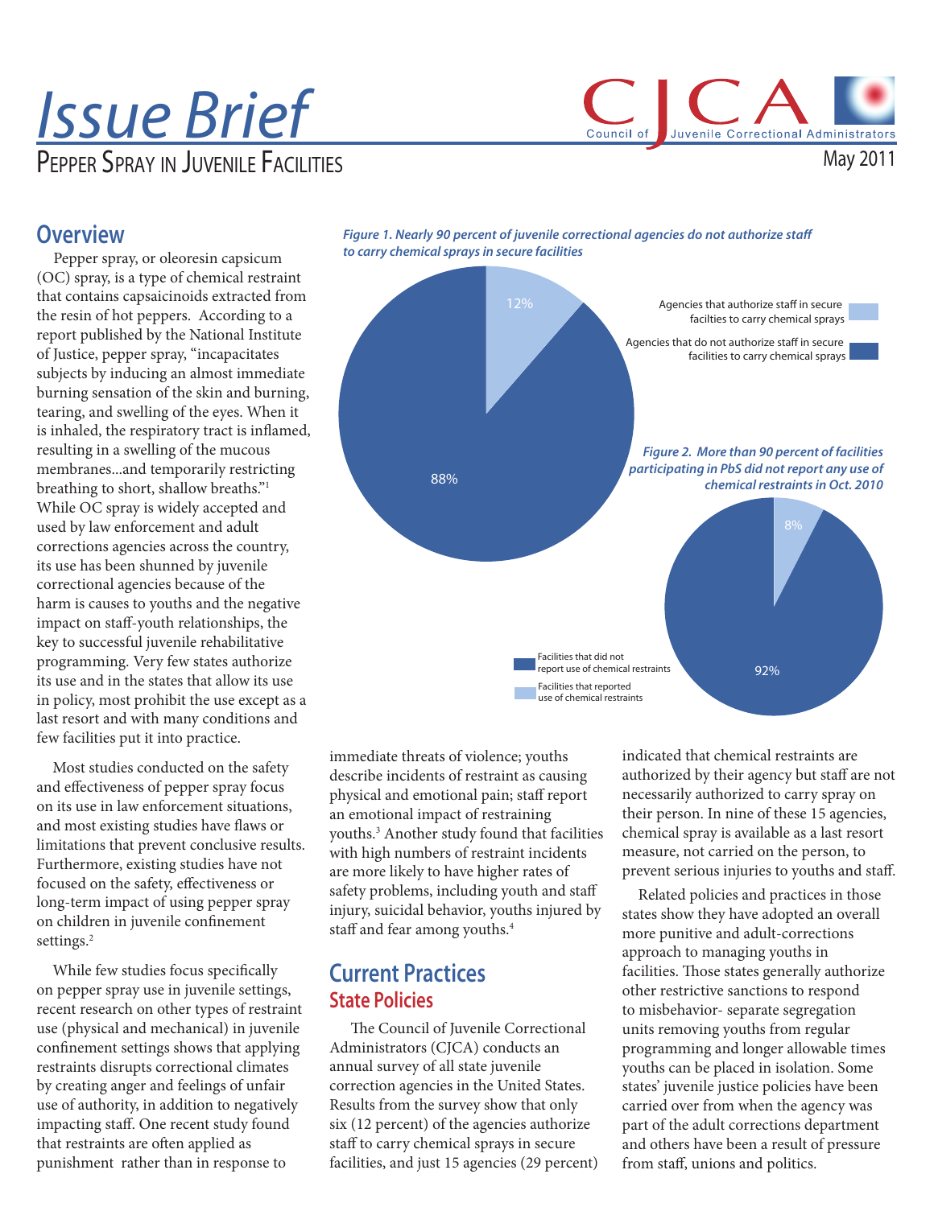# Issue Brief

## Pepper Spray in Juvenile Facilities

May 2011

## Overview

Pepper spray, or oleoresin capsicum (OC) spray, is a type of chemical restraint that contains capsaicinoids extracted from the resin of hot peppers. According to a report published by the National Institute of Justice, pepper spray, "incapacitates subjects by inducing an almost immediate burning sensation of the skin and burning, tearing, and swelling of the eyes. When it is inhaled, the respiratory tract is inflamed, resulting in a swelling of the mucous membranes...and temporarily restricting breathing to short, shallow breaths."[1] While OC spray is widely accepted and used by law enforcement and adult corrections agencies across the country, its use has been shunned by juvenile correctional agencies because of the harm is causes to youths and the negative impact on staff-youth relationships, the key to successful juvenile rehabilitative programming. Very few states authorize its use and in the states that allow its use in policy, most prohibit the use except as a last resort and with many conditions and few facilities put it into practice.

Most studies conducted on the safety and effectiveness of pepper spray focus on its use in law enforcement situations, and most existing studies have flaws or limitations that prevent conclusive results. Furthermore, existing studies have not focused on the safety, effectiveness or long-term impact of using pepper spray on children in juvenile confinement settings.[2]

While few studies focus specifically on pepper spray use in juvenile settings, recent research on other types of restraint use (physical and mechanical) in juvenile confinement settings shows that applying restraints disrupts correctional climates by creating anger and feelings of unfair use of authority, in addition to negatively impacting staff. One recent study found that restraints are often applied as punishment rather than in response to immediate threats of violence; youths describe incidents of restraint as causing physical and emotional pain; staff report an emotional impact of restraining youths.[3] Another study found that facilities with high numbers of restraint incidents are more likely to have higher rates of safety problems, including youth and staff injury, suicidal behavior, youths injured by staff and fear among youths.[4]

*Figure 1. Nearly 90 percent of juvenile correctional agencies do not authorize staff to carry chemical sprays in secure facilities*

| | Percent |
|---|---|
| Agencies that authorize staff in secure facilties to carry chemical sprays | 12% |
| Agencies that do not authorize staff in secure facilities to carry chemical sprays | 88% |

*Figure 2. More than 90 percent of facilities participating in PbS did not report any use of chemical restraints in Oct. 2010*

| | Percent |
|---|---|
| Facilities that did not report use of chemical restraints | 92% |
| Facilities that reported use of chemical restraints | 8% |

## Current Practices

### State Policies

The Council of Juvenile Correctional Administrators (CJCA) conducts an annual survey of all state juvenile correction agencies in the United States. Results from the survey show that only six (12 percent) of the agencies authorize staff to carry chemical sprays in secure facilities, and just 15 agencies (29 percent) indicated that chemical restraints are authorized by their agency but staff are not necessarily authorized to carry spray on their person. In nine of these 15 agencies, chemical spray is available as a last resort measure, not carried on the person, to prevent serious injuries to youths and staff.

Related policies and practices in those states show they have adopted an overall more punitive and adult-corrections approach to managing youths in facilities. Those states generally authorize other restrictive sanctions to respond to misbehavior- separate segregation units removing youths from regular programming and longer allowable times youths can be placed in isolation. Some states' juvenile justice policies have been carried over from when the agency was part of the adult corrections department and others have been a result of pressure from staff, unions and politics.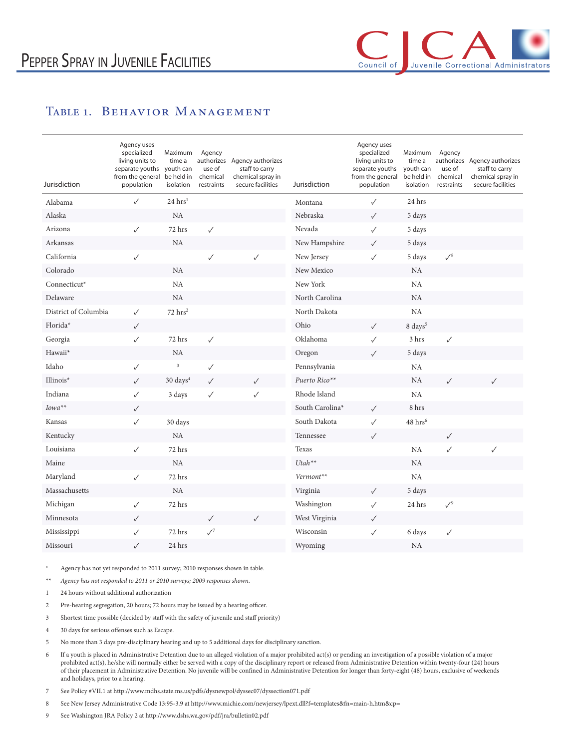## Table 1. Behavior Management

| Jurisdiction | Agency uses specialized living units to separate youths from the general population | Maximum time a youth can be held in isolation | Agency authorizes use of chemical restraints | Agency authorizes staff to carry chemical spray in secure facilities |
|---|---|---|---|---|
| Alabama | ✓ | 24 hrs[1] | | |
| Alaska | | NA | | |
| Arizona | ✓ | 72 hrs | ✓ | |
| Arkansas | | NA | | |
| California | ✓ | | ✓ | ✓ |
| Colorado | | NA | | |
| Connecticut* | | NA | | |
| Delaware | | NA | | |
| District of Columbia | ✓ | 72 hrs[2] | | |
| Florida* | ✓ | | | |
| Georgia | ✓ | 72 hrs | ✓ | |
| Hawaii* | | NA | | |
| Idaho | ✓ | [3] | ✓ | |
| Illinois* | ✓ | 30 days[4] | ✓ | ✓ |
| Indiana | ✓ | 3 days | ✓ | ✓ |
| *Iowa*** | ✓ | | | |
| Kansas | ✓ | 30 days | | |
| Kentucky | | NA | | |
| Louisiana | ✓ | 72 hrs | | |
| Maine | | NA | | |
| Maryland | ✓ | 72 hrs | | |
| Massachusetts | | NA | | |
| Michigan | ✓ | 72 hrs | | |
| Minnesota | ✓ | | ✓ | ✓ |
| Mississippi | ✓ | 72 hrs | ✓[7] | |
| Missouri | ✓ | 24 hrs | | |
| Montana | ✓ | 24 hrs | | |
| Nebraska | ✓ | 5 days | | |
| Nevada | ✓ | 5 days | | |
| New Hampshire | ✓ | 5 days | | |
| New Jersey | ✓ | 5 days | ✓[8] | |
| New Mexico | | NA | | |
| New York | | NA | | |
| North Carolina | | NA | | |
| North Dakota | | NA | | |
| Ohio | ✓ | 8 days[5] | | |
| Oklahoma | ✓ | 3 hrs | ✓ | |
| Oregon | ✓ | 5 days | | |
| Pennsylvania | | NA | | |
| *Puerto Rico*** | | NA | ✓ | ✓ |
| Rhode Island | | NA | | |
| South Carolina* | ✓ | 8 hrs | | |
| South Dakota | ✓ | 48 hrs[6] | | |
| Tennessee | ✓ | | ✓ | |
| Texas | | NA | ✓ | ✓ |
| *Utah*** | | NA | | |
| *Vermont*** | | NA | | |
| Virginia | ✓ | 5 days | | |
| Washington | ✓ | 24 hrs | ✓[9] | |
| West Virginia | ✓ | | | |
| Wisconsin | ✓ | 6 days | ✓ | |
| Wyoming | | NA | | |

\* Agency has not yet responded to 2011 survey; 2010 responses shown in table.

** *Agency has not responded to 2011 or 2010 surveys; 2009 responses shown.*

1 24 hours without additional authorization

2 Pre-hearing segregation, 20 hours; 72 hours may be issued by a hearing officer.

3 Shortest time possible (decided by staff with the safety of juvenile and staff priority)

4 30 days for serious offenses such as Escape.

5 No more than 3 days pre-disciplinary hearing and up to 5 additional days for disciplinary sanction.

6 If a youth is placed in Administrative Detention due to an alleged violation of a major prohibited act(s) or pending an investigation of a possible violation of a major prohibited act(s), he/she will normally either be served with a copy of the disciplinary report or released from Administrative Detention within twenty-four (24) hours of their placement in Administrative Detention. No juvenile will be confined in Administrative Detention for longer than forty-eight (48) hours, exclusive of weekends and holidays, prior to a hearing.

7 See Policy #VII.1 at http://www.mdhs.state.ms.us/pdfs/dysnewpol/dyssec07/dyssection071.pdf

8 See New Jersey Administrative Code 13:95-3.9 at http://www.michie.com/newjersey/lpext.dll?f=templates&fn=main-h.htm&cp=

9 See Washington JRA Policy 2 at http://www.dshs.wa.gov/pdf/jra/bulletin02.pdf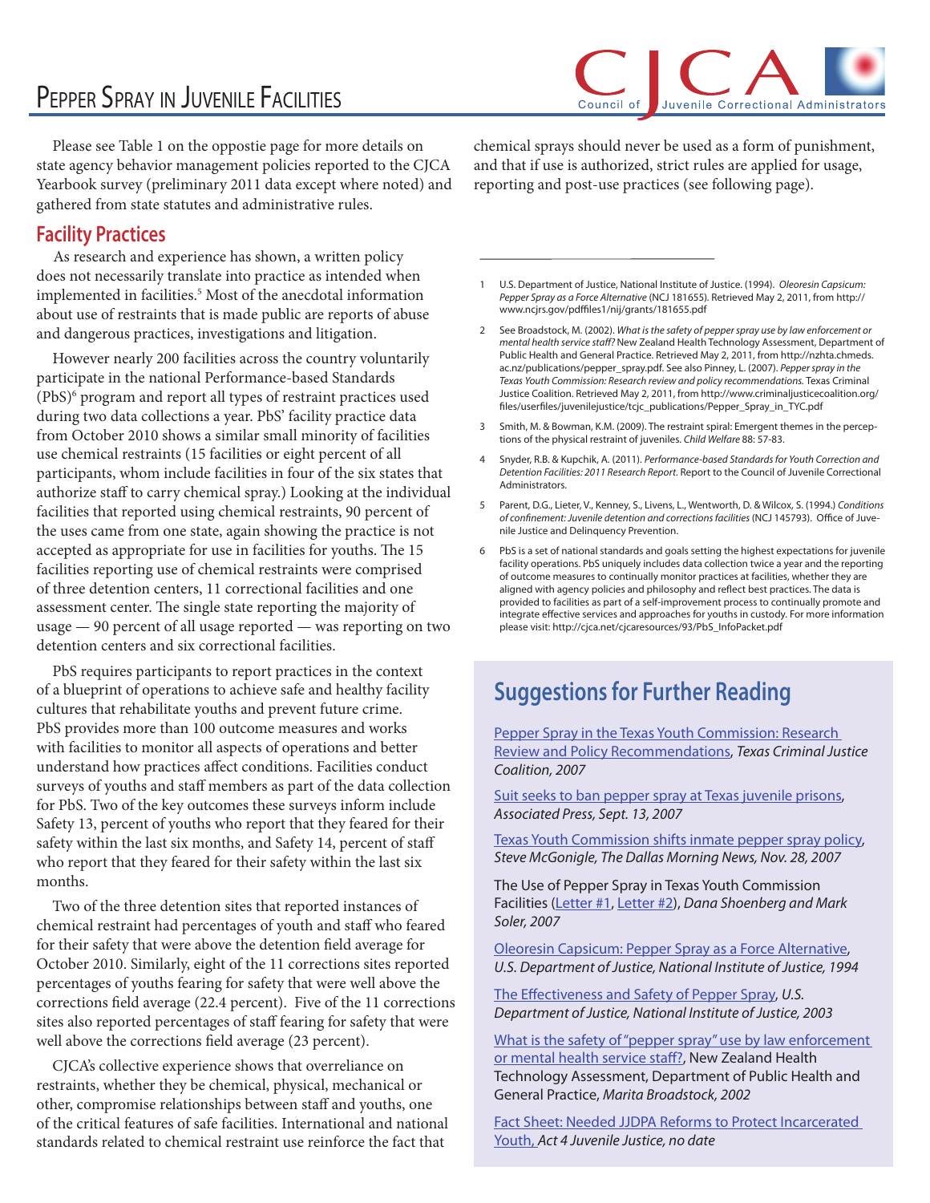Please see Table 1 on the oppostie page for more details on state agency behavior management policies reported to the CJCA Yearbook survey (preliminary 2011 data except where noted) and gathered from state statutes and administrative rules.

## Facility Practices

As research and experience has shown, a written policy does not necessarily translate into practice as intended when implemented in facilities.[5] Most of the anecdotal information about use of restraints that is made public are reports of abuse and dangerous practices, investigations and litigation.

However nearly 200 facilities across the country voluntarily participate in the national Performance-based Standards (PbS)[6] program and report all types of restraint practices used during two data collections a year. PbS' facility practice data from October 2010 shows a similar small minority of facilities use chemical restraints (15 facilities or eight percent of all participants, whom include facilities in four of the six states that authorize staff to carry chemical spray.) Looking at the individual facilities that reported using chemical restraints, 90 percent of the uses came from one state, again showing the practice is not accepted as appropriate for use in facilities for youths. The 15 facilities reporting use of chemical restraints were comprised of three detention centers, 11 correctional facilities and one assessment center. The single state reporting the majority of usage — 90 percent of all usage reported — was reporting on two detention centers and six correctional facilities.

PbS requires participants to report practices in the context of a blueprint of operations to achieve safe and healthy facility cultures that rehabilitate youths and prevent future crime. PbS provides more than 100 outcome measures and works with facilities to monitor all aspects of operations and better understand how practices affect conditions. Facilities conduct surveys of youths and staff members as part of the data collection for PbS. Two of the key outcomes these surveys inform include Safety 13, percent of youths who report that they feared for their safety within the last six months, and Safety 14, percent of staff who report that they feared for their safety within the last six months.

Two of the three detention sites that reported instances of chemical restraint had percentages of youth and staff who feared for their safety that were above the detention field average for October 2010. Similarly, eight of the 11 corrections sites reported percentages of youths fearing for safety that were well above the corrections field average (22.4 percent). Five of the 11 corrections sites also reported percentages of staff fearing for safety that were well above the corrections field average (23 percent).

CJCA's collective experience shows that overreliance on restraints, whether they be chemical, physical, mechanical or other, compromise relationships between staff and youths, one of the critical features of safe facilities. International and national standards related to chemical restraint use reinforce the fact that chemical sprays should never be used as a form of punishment, and that if use is authorized, strict rules are applied for usage, reporting and post-use practices (see following page).

---

1 U.S. Department of Justice, National Institute of Justice. (1994). *Oleoresin Capsicum: Pepper Spray as a Force Alternative* (NCJ 181655). Retrieved May 2, 2011, from http://www.ncjrs.gov/pdffiles1/nij/grants/181655.pdf

2 See Broadstock, M. (2002). *What is the safety of pepper spray use by law enforcement or mental health service staff?* New Zealand Health Technology Assessment, Department of Public Health and General Practice. Retrieved May 2, 2011, from http://nzhta.chmeds.ac.nz/publications/pepper_spray.pdf. See also Pinney, L. (2007). *Pepper spray in the Texas Youth Commission: Research review and policy recommendations.* Texas Criminal Justice Coalition. Retrieved May 2, 2011, from http://www.criminaljusticecoalition.org/files/userfiles/juvenilejustice/tcjc_publications/Pepper_Spray_in_TYC.pdf

3 Smith, M. & Bowman, K.M. (2009). The restraint spiral: Emergent themes in the perceptions of the physical restraint of juveniles. *Child Welfare* 88: 57-83.

4 Snyder, R.B. & Kupchik, A. (2011). *Performance-based Standards for Youth Correction and Detention Facilities: 2011 Research Report.* Report to the Council of Juvenile Correctional Administrators.

5 Parent, D.G., Lieter, V., Kenney, S., Livens, L., Wentworth, D. & Wilcox, S. (1994.) *Conditions of confinement: Juvenile detention and corrections facilities* (NCJ 145793). Office of Juvenile Justice and Delinquency Prevention.

6 PbS is a set of national standards and goals setting the highest expectations for juvenile facility operations. PbS uniquely includes data collection twice a year and the reporting of outcome measures to continually monitor practices at facilities, whether they are aligned with agency policies and philosophy and reflect best practices. The data is provided to facilities as part of a self-improvement process to continually promote and integrate effective services and approaches for youths in custody. For more information please visit: http://cjca.net/cjcaresources/93/PbS_InfoPacket.pdf

## Suggestions for Further Reading

Pepper Spray in the Texas Youth Commission: Research Review and Policy Recommendations, *Texas Criminal Justice Coalition, 2007*

Suit seeks to ban pepper spray at Texas juvenile prisons, *Associated Press, Sept. 13, 2007*

Texas Youth Commission shifts inmate pepper spray policy, *Steve McGonigle, The Dallas Morning News, Nov. 28, 2007*

The Use of Pepper Spray in Texas Youth Commission Facilities (Letter #1, Letter #2), *Dana Shoenberg and Mark Soler, 2007*

Oleoresin Capsicum: Pepper Spray as a Force Alternative, *U.S. Department of Justice, National Institute of Justice, 1994*

The Effectiveness and Safety of Pepper Spray, *U.S. Department of Justice, National Institute of Justice, 2003*

What is the safety of "pepper spray" use by law enforcement or mental health service staff?, New Zealand Health Technology Assessment, Department of Public Health and General Practice, *Marita Broadstock, 2002*

Fact Sheet: Needed JJDPA Reforms to Protect Incarcerated Youth, *Act 4 Juvenile Justice, no date*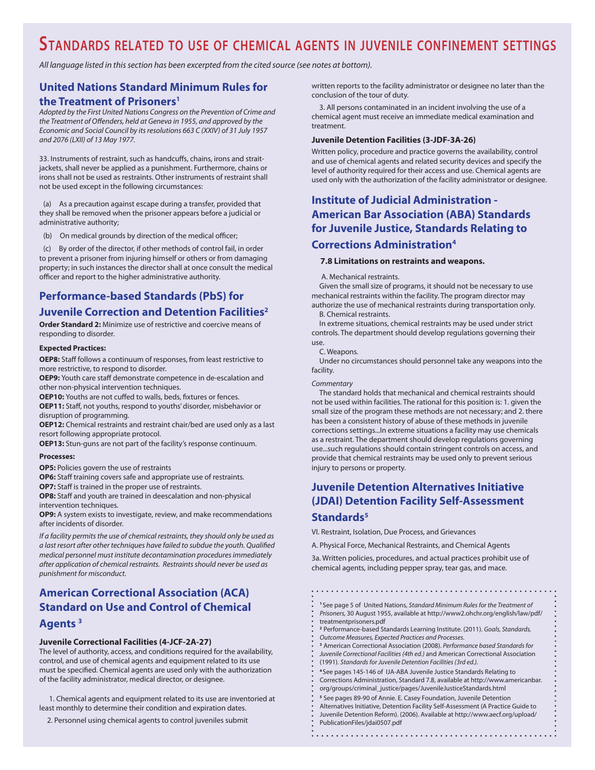# Standards related to use of chemical agents in juvenile confinement settings

*All language listed in this section has been excerpted from the cited source (see notes at bottom).*

## United Nations Standard Minimum Rules for the Treatment of Prisoners[1]

*Adopted by the First United Nations Congress on the Prevention of Crime and the Treatment of Offenders, held at Geneva in 1955, and approved by the Economic and Social Council by its resolutions 663 C (XXIV) of 31 July 1957 and 2076 (LXII) of 13 May 1977.*

33. Instruments of restraint, such as handcuffs, chains, irons and strait-jackets, shall never be applied as a punishment. Furthermore, chains or irons shall not be used as restraints. Other instruments of restraint shall not be used except in the following circumstances:

(a) As a precaution against escape during a transfer, provided that they shall be removed when the prisoner appears before a judicial or administrative authority;

(b) On medical grounds by direction of the medical officer;

(c) By order of the director, if other methods of control fail, in order to prevent a prisoner from injuring himself or others or from damaging property; in such instances the director shall at once consult the medical officer and report to the higher administrative authority.

## Performance-based Standards (PbS) for Juvenile Correction and Detention Facilities[2]

**Order Standard 2:** Minimize use of restrictive and coercive means of responding to disorder.

**Expected Practices:**

**OEP8:** Staff follows a continuum of responses, from least restrictive to more restrictive, to respond to disorder.
**OEP9:** Youth care staff demonstrate competence in de-escalation and other non-physical intervention techniques.
**OEP10:** Youths are not cuffed to walls, beds, fixtures or fences.
**OEP11:** Staff, not youths, respond to youths' disorder, misbehavior or disruption of programming.
**OEP12:** Chemical restraints and restraint chair/bed are used only as a last resort following appropriate protocol.
**OEP13:** Stun-guns are not part of the facility's response continuum.

**Processes:**

**OP5:** Policies govern the use of restraints
**OP6:** Staff training covers safe and appropriate use of restraints.
**OP7:** Staff is trained in the proper use of restraints.
**OP8:** Staff and youth are trained in deescalation and non-physical intervention techniques.
**OP9:** A system exists to investigate, review, and make recommendations after incidents of disorder.

*If a facility permits the use of chemical restraints, they should only be used as a last resort after other techniques have failed to subdue the youth. Qualified medical personnel must institute decontamination procedures immediately after application of chemical restraints. Restraints should never be used as punishment for misconduct.*

## American Correctional Association (ACA) Standard on Use and Control of Chemical Agents[3]

**Juvenile Correctional Facilities (4-JCF-2A-27)**

The level of authority, access, and conditions required for the availability, control, and use of chemical agents and equipment related to its use must be specified. Chemical agents are used only with the authorization of the facility administrator, medical director, or designee.

1. Chemical agents and equipment related to its use are inventoried at least monthly to determine their condition and expiration dates.

2. Personnel using chemical agents to control juveniles submit written reports to the facility administrator or designee no later than the conclusion of the tour of duty.

3. All persons contaminated in an incident involving the use of a chemical agent must receive an immediate medical examination and treatment.

**Juvenile Detention Facilities (3-JDF-3A-26)**

Written policy, procedure and practice governs the availability, control and use of chemical agents and related security devices and specify the level of authority required for their access and use. Chemical agents are used only with the authorization of the facility administrator or designee.

## Institute of Judicial Administration - American Bar Association (ABA) Standards for Juvenile Justice, Standards Relating to Corrections Administration[4]

**7.8 Limitations on restraints and weapons.**

A. Mechanical restraints.

Given the small size of programs, it should not be necessary to use mechanical restraints within the facility. The program director may authorize the use of mechanical restraints during transportation only.

B. Chemical restraints.

In extreme situations, chemical restraints may be used under strict controls. The department should develop regulations governing their use.

C. Weapons.

Under no circumstances should personnel take any weapons into the facility.

*Commentary*

The standard holds that mechanical and chemical restraints should not be used within facilities. The rational for this position is: 1. given the small size of the program these methods are not necessary; and 2. there has been a consistent history of abuse of these methods in juvenile corrections settings...In extreme situations a facility may use chemicals as a restraint. The department should develop regulations governing use...such regulations should contain stringent controls on access, and provide that chemical restraints may be used only to prevent serious injury to persons or property.

## Juvenile Detention Alternatives Initiative (JDAI) Detention Facility Self-Assessment Standards[5]

VI. Restraint, Isolation, Due Process, and Grievances

A. Physical Force, Mechanical Restraints, and Chemical Agents

3a. Written policies, procedures, and actual practices prohibit use of chemical agents, including pepper spray, tear gas, and mace.

---

[1] See page 5 of United Nations, *Standard Minimum Rules for the Treatment of Prisoners,* 30 August 1955, available at http://www2.ohchr.org/english/law/pdf/treatmentprisoners.pdf

[2] Performance-based Standards Learning Institute. (2011). *Goals, Standards, Outcome Measures, Expected Practices and Processes.*

[3] American Correctional Association (2008). *Performance based Standards for Juvenile Correctional Facilities (4th ed.)* and American Correctional Association (1991). *Standards for Juvenile Detention Facilities (3rd ed.).*

[4] See pages 145-146 of IJA-ABA Juvenile Justice Standards Relating to Corrections Administration, Standard 7.8, available at http://www.americanbar.org/groups/criminal_justice/pages/JuvenileJusticeStandards.html

[5] See pages 89-90 of Annie. E. Casey Foundation, Juvenile Detention Alternatives Initiative, Detention Facility Self-Assessment (A Practice Guide to Juvenile Detention Reform). (2006). Available at http://www.aecf.org/upload/PublicationFiles/jdai0507.pdf